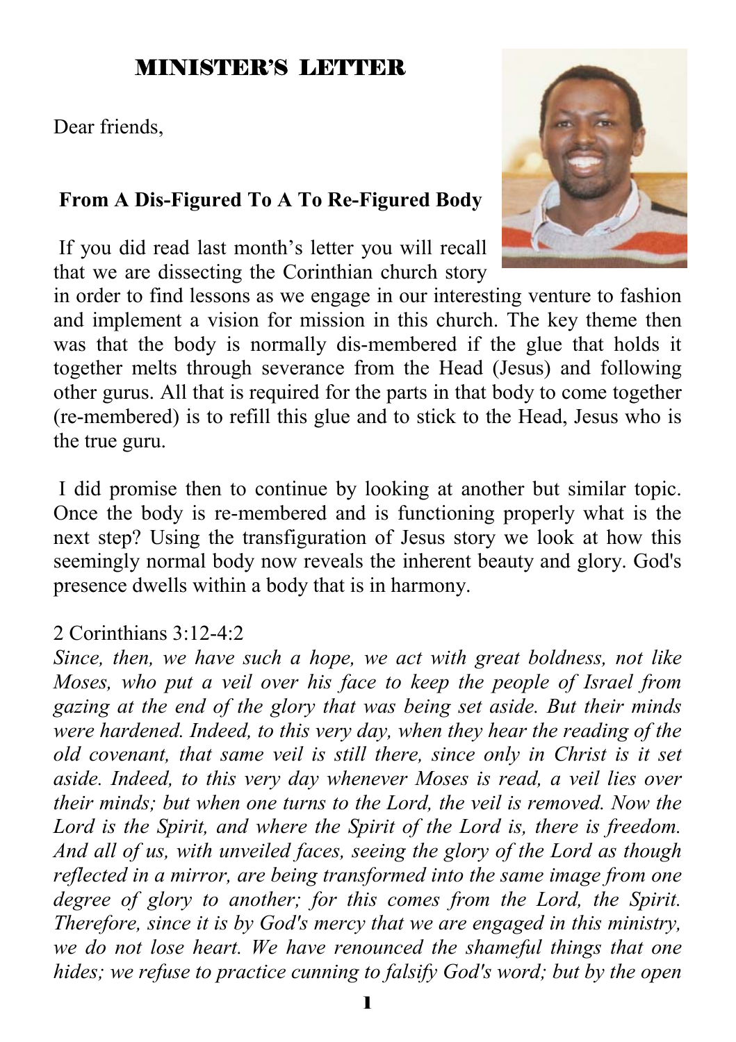# MINISTER'S LETTER

Dear friends,

**From A Dis-Figured To A To Re-Figured Body**

If you did read last month's letter you will recall that we are dissecting the Corinthian church story in order to find lessons as we engage in our interesting venture to fashion and implement a vision for mission in this church. The key theme then was that the body is normally dis-membered if the glue that holds it together melts through severance from the Head (Jesus) and following other gurus. All that is required for the parts in that body to come together (re-membered) is to refill this glue and to stick to the Head, Jesus who is the true guru.

I did promise then to continue by looking at another but similar topic. Once the body is re-membered and is functioning properly what is the next step? Using the transfiguration of Jesus story we look at how this seemingly normal body now reveals the inherent beauty and glory. God's presence dwells within a body that is in harmony.

2 Corinthians 3:12-4:2

*Since, then, we have such a hope, we act with great boldness, not like Moses, who put a veil over his face to keep the people of Israel from gazing at the end of the glory that was being set aside. But their minds were hardened. Indeed, to this very day, when they hear the reading of the old covenant, that same veil is still there, since only in Christ is it set aside. Indeed, to this very day whenever Moses is read, a veil lies over their minds; but when one turns to the Lord, the veil is removed. Now the Lord is the Spirit, and where the Spirit of the Lord is, there is freedom. And all of us, with unveiled faces, seeing the glory of the Lord as though reflected in a mirror, are being transformed into the same image from one degree of glory to another; for this comes from the Lord, the Spirit. Therefore, since it is by God's mercy that we are engaged in this ministry, we do not lose heart. We have renounced the shameful things that one hides; we refuse to practice cunning to falsify God's word; but by the open*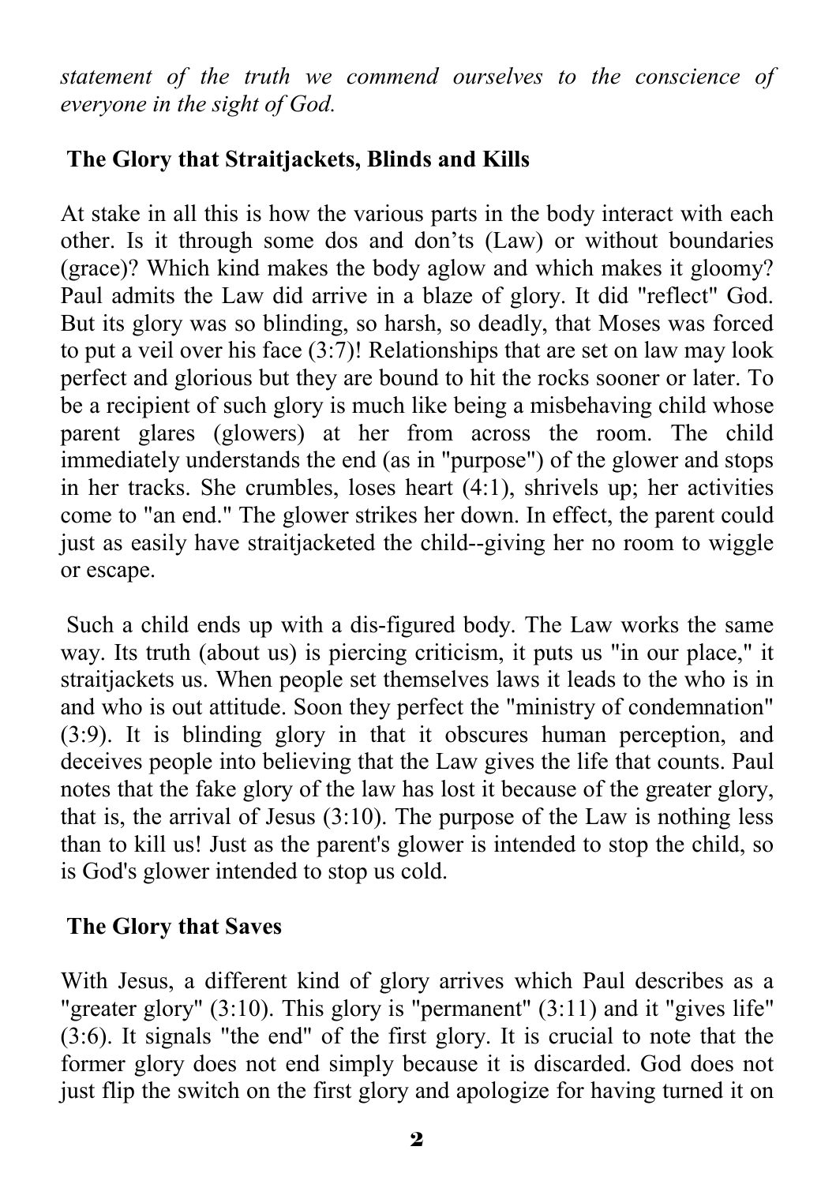*statement of the truth we commend ourselves to the conscience of everyone in the sight of God.*

## The Glory that Straitjackets, Blinds and Kills

At stake in all this is how the various parts in the body interact with each other. Is it through some dos and don'ts (Law) or without boundaries (grace)? Which kind makes the body aglow and which makes it gloomy? Paul admits the Law did arrive in a blaze of glory. It did "reflect" God. But its glory was so blinding, so harsh, so deadly, that Moses was forced to put a veil over his face (3:7)! Relationships that are set on law may look perfect and glorious but they are bound to hit the rocks sooner or later. To be a recipient of such glory is much like being a misbehaving child whose parent glares (glowers) at her from across the room. The child immediately understands the end (as in "purpose") of the glower and stops in her tracks. She crumbles, loses heart (4:1), shrivels up; her activities come to "an end." The glower strikes her down. In effect, the parent could just as easily have straitjacketed the child--giving her no room to wiggle or escape.

Such a child ends up with a dis-figured body. The Law works the same way. Its truth (about us) is piercing criticism, it puts us "in our place," it straitjackets us. When people set themselves laws it leads to the who is in and who is out attitude. Soon they perfect the "ministry of condemnation" (3:9). It is blinding glory in that it obscures human perception, and deceives people into believing that the Law gives the life that counts. Paul notes that the fake glory of the law has lost it because of the greater glory, that is, the arrival of Jesus (3:10). The purpose of the Law is nothing less than to kill us! Just as the parent's glower is intended to stop the child, so is God's glower intended to stop us cold.

## The Glory that Saves

With Jesus, a different kind of glory arrives which Paul describes as a "greater glory" (3:10). This glory is "permanent" (3:11) and it "gives life" (3:6). It signals "the end" of the first glory. It is crucial to note that the former glory does not end simply because it is discarded. God does not just flip the switch on the first glory and apologize for having turned it on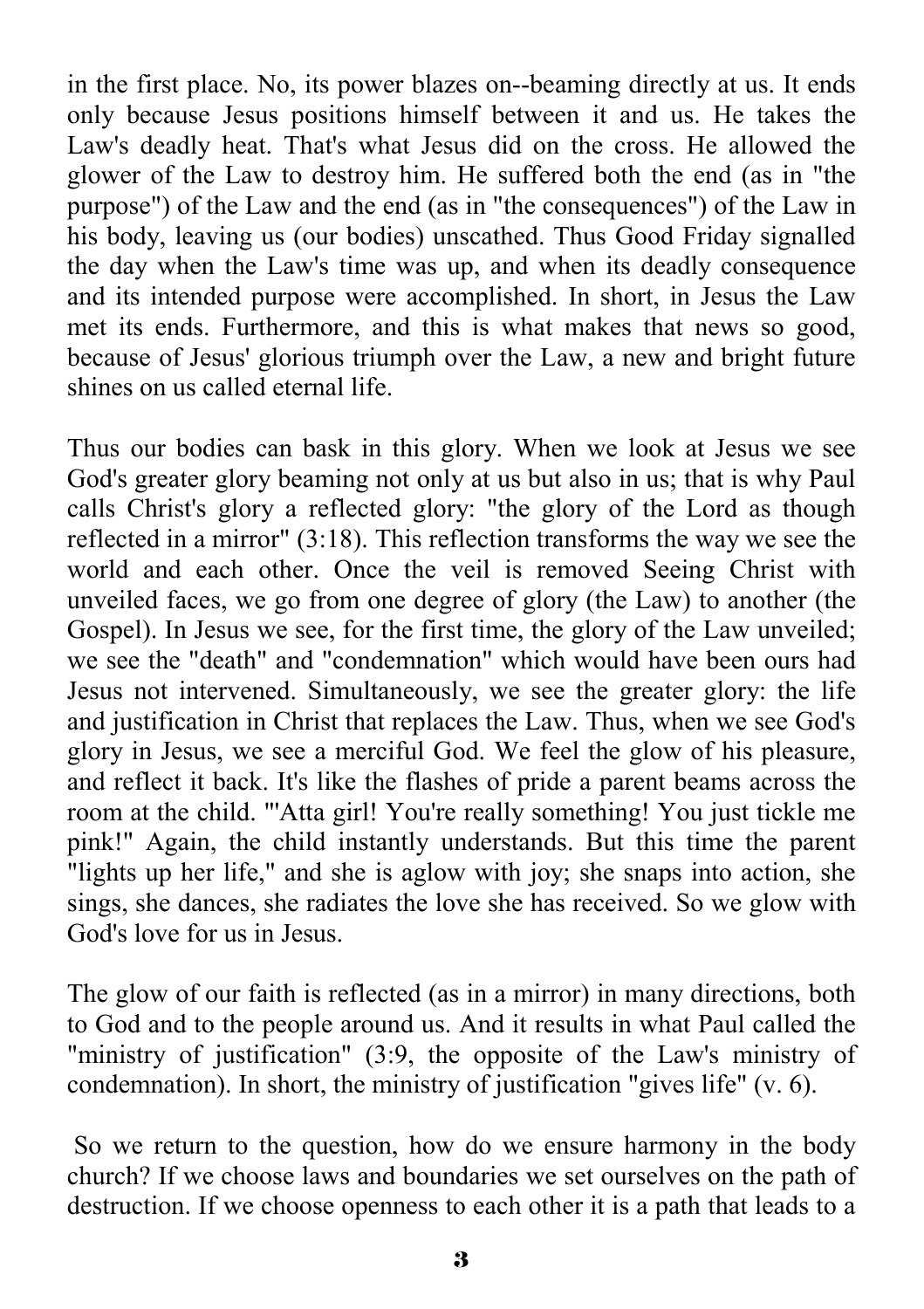in the first place. No, its power blazes on--beaming directly at us. It ends only because Jesus positions himself between it and us. He takes the Law's deadly heat. That's what Jesus did on the cross. He allowed the glower of the Law to destroy him. He suffered both the end (as in "the purpose") of the Law and the end (as in "the consequences") of the Law in his body, leaving us (our bodies) unscathed. Thus Good Friday signalled the day when the Law's time was up, and when its deadly consequence and its intended purpose were accomplished. In short, in Jesus the Law met its ends. Furthermore, and this is what makes that news so good, because of Jesus' glorious triumph over the Law, a new and bright future shines on us called eternal life.

Thus our bodies can bask in this glory. When we look at Jesus we see God's greater glory beaming not only at us but also in us; that is why Paul calls Christ's glory a reflected glory: "the glory of the Lord as though reflected in a mirror" (3:18). This reflection transforms the way we see the world and each other. Once the veil is removed Seeing Christ with unveiled faces, we go from one degree of glory (the Law) to another (the Gospel). In Jesus we see, for the first time, the glory of the Law unveiled; we see the "death" and "condemnation" which would have been ours had Jesus not intervened. Simultaneously, we see the greater glory: the life and justification in Christ that replaces the Law. Thus, when we see God's glory in Jesus, we see a merciful God. We feel the glow of his pleasure, and reflect it back. It's like the flashes of pride a parent beams across the room at the child. "'Atta girl! You're really something! You just tickle me pink!" Again, the child instantly understands. But this time the parent "lights up her life," and she is aglow with joy; she snaps into action, she sings, she dances, she radiates the love she has received. So we glow with God's love for us in Jesus.

The glow of our faith is reflected (as in a mirror) in many directions, both to God and to the people around us. And it results in what Paul called the "ministry of justification" (3:9, the opposite of the Law's ministry of condemnation). In short, the ministry of justification "gives life" (v. 6).

So we return to the question, how do we ensure harmony in the body church? If we choose laws and boundaries we set ourselves on the path of destruction. If we choose openness to each other it is a path that leads to a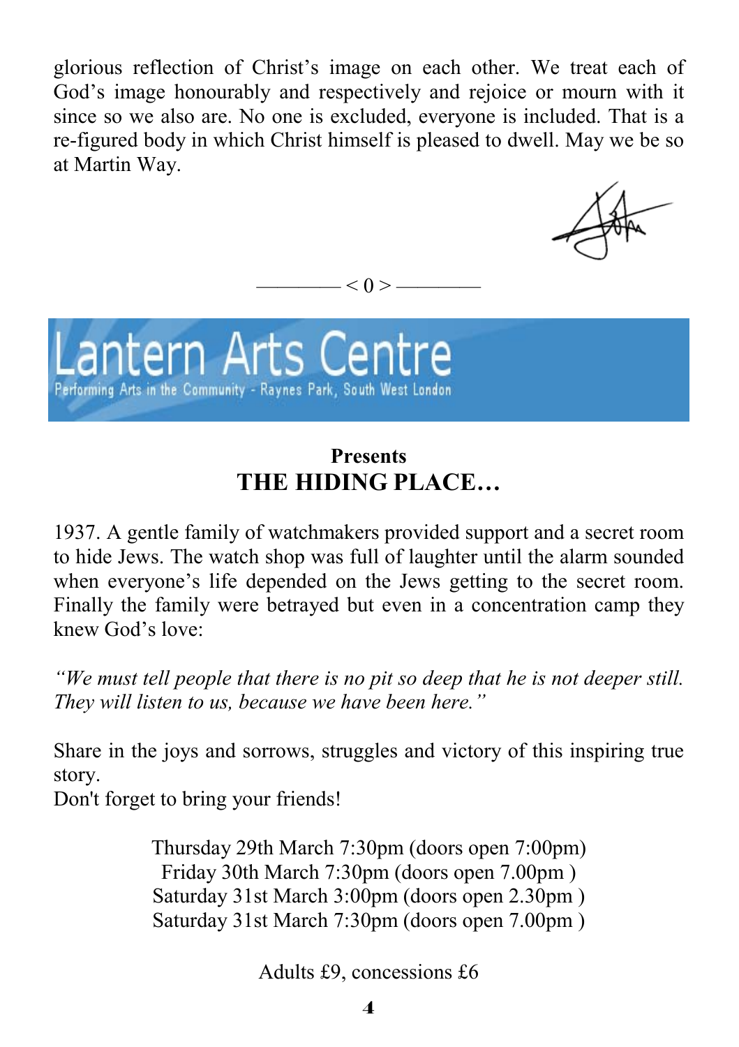glorious reflection of Christ's image on each other. We treat each of God's image honourably and respectively and rejoice or mourn with it since so we also are. No one is excluded, everyone is included. That is a re-figured body in which Christ himself is pleased to dwell. May we be so at Martin Way.

———— < 0 > ————

# Lantern Arts Centre

Performing Arts in the Community - Raynes Park, South West London

**Presents**

## THE HIDING PLACE…

1937. A gentle family of watchmakers provided support and a secret room to hide Jews. The watch shop was full of laughter until the alarm sounded when everyone's life depended on the Jews getting to the secret room. Finally the family were betrayed but even in a concentration camp they knew God's love:

*"We must tell people that there is no pit so deep that he is not deeper still. They will listen to us, because we have been here."*

Share in the joys and sorrows, struggles and victory of this inspiring true story.
Don't forget to bring your friends!

Thursday 29th March 7:30pm (doors open 7:00pm)
Friday 30th March 7:30pm (doors open 7.00pm )
Saturday 31st March 3:00pm (doors open 2.30pm )
Saturday 31st March 7:30pm (doors open 7.00pm )

Adults £9, concessions £6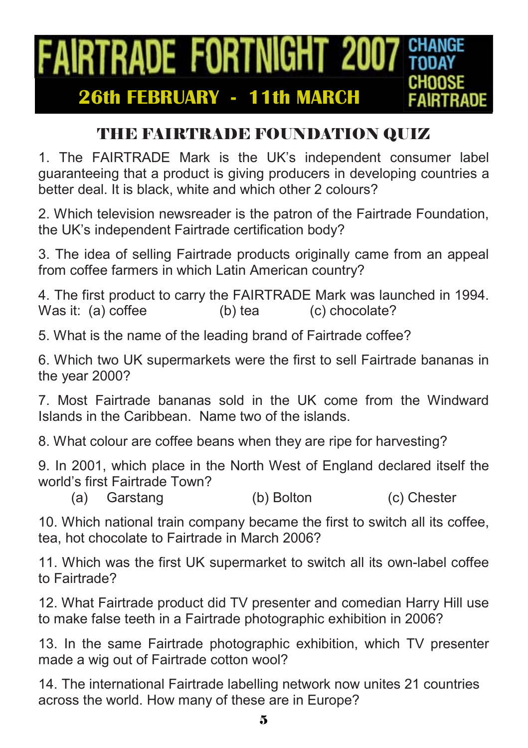# FAIRTRADE FORTNIGHT 2007

**26th FEBRUARY - 11th MARCH**

CHANGE TODAY CHOOSE FAIRTRADE

## THE FAIRTRADE FOUNDATION QUIZ

1. The FAIRTRADE Mark is the UK's independent consumer label guaranteeing that a product is giving producers in developing countries a better deal. It is black, white and which other 2 colours?

2. Which television newsreader is the patron of the Fairtrade Foundation, the UK's independent Fairtrade certification body?

3. The idea of selling Fairtrade products originally came from an appeal from coffee farmers in which Latin American country?

4. The first product to carry the FAIRTRADE Mark was launched in 1994. Was it: (a) coffee (b) tea (c) chocolate?

5. What is the name of the leading brand of Fairtrade coffee?

6. Which two UK supermarkets were the first to sell Fairtrade bananas in the year 2000?

7. Most Fairtrade bananas sold in the UK come from the Windward Islands in the Caribbean. Name two of the islands.

8. What colour are coffee beans when they are ripe for harvesting?

9. In 2001, which place in the North West of England declared itself the world's first Fairtrade Town?
 (a) Garstang (b) Bolton (c) Chester

10. Which national train company became the first to switch all its coffee, tea, hot chocolate to Fairtrade in March 2006?

11. Which was the first UK supermarket to switch all its own-label coffee to Fairtrade?

12. What Fairtrade product did TV presenter and comedian Harry Hill use to make false teeth in a Fairtrade photographic exhibition in 2006?

13. In the same Fairtrade photographic exhibition, which TV presenter made a wig out of Fairtrade cotton wool?

14. The international Fairtrade labelling network now unites 21 countries across the world. How many of these are in Europe?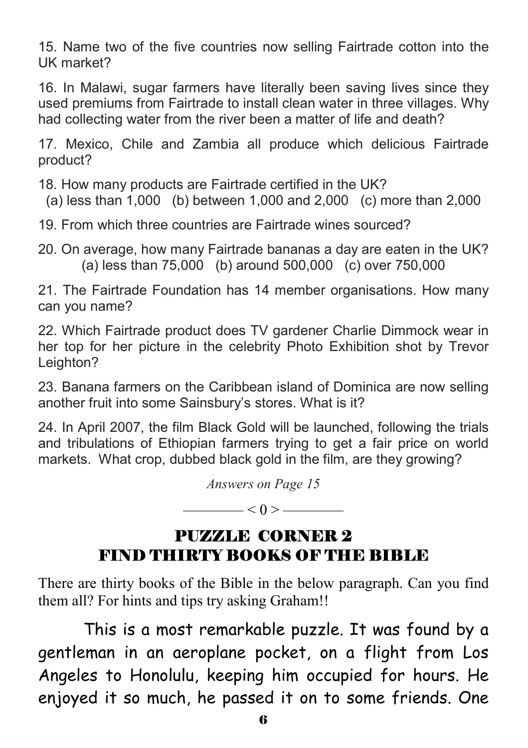15. Name two of the five countries now selling Fairtrade cotton into the UK market?

16. In Malawi, sugar farmers have literally been saving lives since they used premiums from Fairtrade to install clean water in three villages. Why had collecting water from the river been a matter of life and death?

17. Mexico, Chile and Zambia all produce which delicious Fairtrade product?

18. How many products are Fairtrade certified in the UK?
(a) less than 1,000 (b) between 1,000 and 2,000 (c) more than 2,000

19. From which three countries are Fairtrade wines sourced?

20. On average, how many Fairtrade bananas a day are eaten in the UK?
(a) less than 75,000 (b) around 500,000 (c) over 750,000

21. The Fairtrade Foundation has 14 member organisations. How many can you name?

22. Which Fairtrade product does TV gardener Charlie Dimmock wear in her top for her picture in the celebrity Photo Exhibition shot by Trevor Leighton?

23. Banana farmers on the Caribbean island of Dominica are now selling another fruit into some Sainsbury's stores. What is it?

24. In April 2007, the film Black Gold will be launched, following the trials and tribulations of Ethiopian farmers trying to get a fair price on world markets. What crop, dubbed black gold in the film, are they growing?

*Answers on Page 15*

———— < 0 > ————

## PUZZLE CORNER 2
## FIND THIRTY BOOKS OF THE BIBLE

There are thirty books of the Bible in the below paragraph. Can you find them all? For hints and tips try asking Graham!!

This is a most remarkable puzzle. It was found by a gentleman in an aeroplane pocket, on a flight from Los Angeles to Honolulu, keeping him occupied for hours. He enjoyed it so much, he passed it on to some friends. One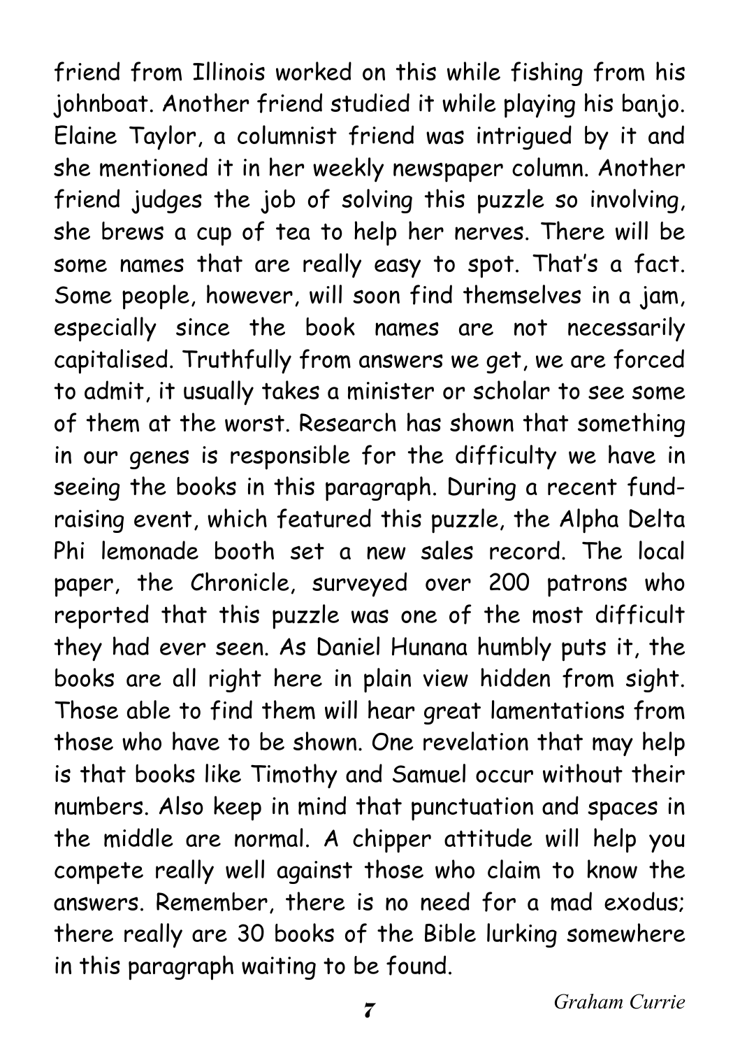friend from Illinois worked on this while fishing from his johnboat. Another friend studied it while playing his banjo. Elaine Taylor, a columnist friend was intrigued by it and she mentioned it in her weekly newspaper column. Another friend judges the job of solving this puzzle so involving, she brews a cup of tea to help her nerves. There will be some names that are really easy to spot. That's a fact. Some people, however, will soon find themselves in a jam, especially since the book names are not necessarily capitalised. Truthfully from answers we get, we are forced to admit, it usually takes a minister or scholar to see some of them at the worst. Research has shown that something in our genes is responsible for the difficulty we have in seeing the books in this paragraph. During a recent fund-raising event, which featured this puzzle, the Alpha Delta Phi lemonade booth set a new sales record. The local paper, the Chronicle, surveyed over 200 patrons who reported that this puzzle was one of the most difficult they had ever seen. As Daniel Hunana humbly puts it, the books are all right here in plain view hidden from sight. Those able to find them will hear great lamentations from those who have to be shown. One revelation that may help is that books like Timothy and Samuel occur without their numbers. Also keep in mind that punctuation and spaces in the middle are normal. A chipper attitude will help you compete really well against those who claim to know the answers. Remember, there is no need for a mad exodus; there really are 30 books of the Bible lurking somewhere in this paragraph waiting to be found.

*Graham Currie*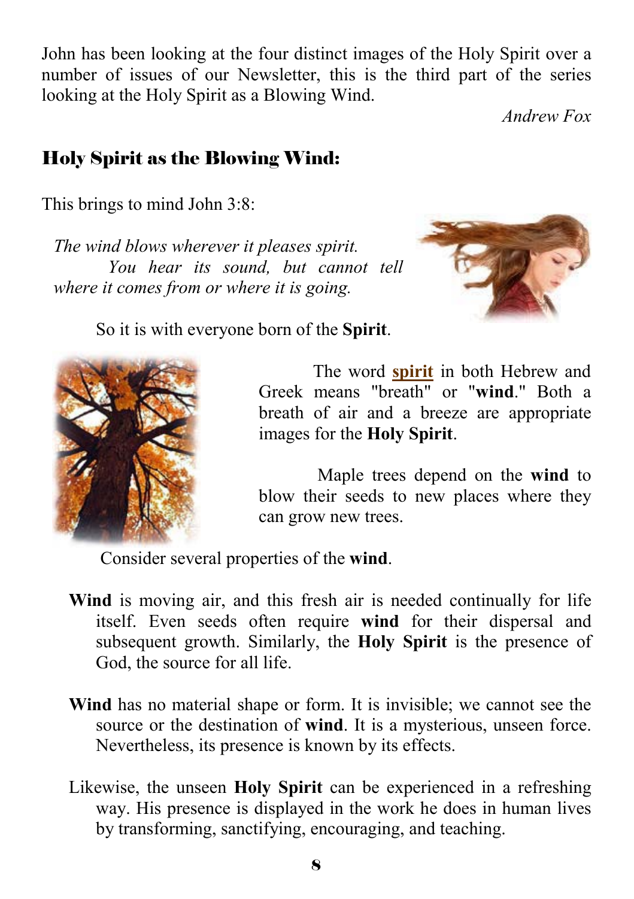John has been looking at the four distinct images of the Holy Spirit over a number of issues of our Newsletter, this is the third part of the series looking at the Holy Spirit as a Blowing Wind.

*Andrew Fox*

## Holy Spirit as the Blowing Wind:

This brings to mind John 3:8:

*The wind blows wherever it pleases spirit. You hear its sound, but cannot tell where it comes from or where it is going.*

So it is with everyone born of the **Spirit**.

The word **spirit** in both Hebrew and Greek means "breath" or "**wind**." Both a breath of air and a breeze are appropriate images for the **Holy Spirit**.

Maple trees depend on the **wind** to blow their seeds to new places where they can grow new trees.

Consider several properties of the **wind**.

**Wind** is moving air, and this fresh air is needed continually for life itself. Even seeds often require **wind** for their dispersal and subsequent growth. Similarly, the **Holy Spirit** is the presence of God, the source for all life.

**Wind** has no material shape or form. It is invisible; we cannot see the source or the destination of **wind**. It is a mysterious, unseen force. Nevertheless, its presence is known by its effects.

Likewise, the unseen **Holy Spirit** can be experienced in a refreshing way. His presence is displayed in the work he does in human lives by transforming, sanctifying, encouraging, and teaching.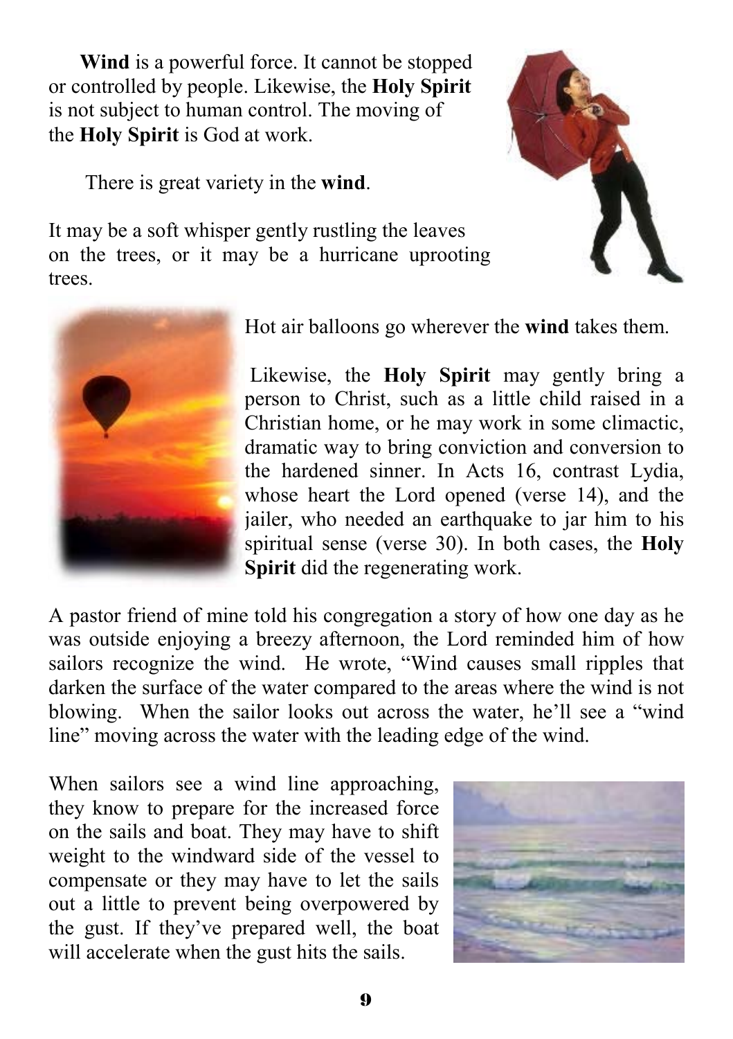**Wind** is a powerful force. It cannot be stopped or controlled by people. Likewise, the **Holy Spirit** is not subject to human control. The moving of the **Holy Spirit** is God at work.

There is great variety in the **wind**.

It may be a soft whisper gently rustling the leaves on the trees, or it may be a hurricane uprooting trees.

Hot air balloons go wherever the **wind** takes them.

Likewise, the **Holy Spirit** may gently bring a person to Christ, such as a little child raised in a Christian home, or he may work in some climactic, dramatic way to bring conviction and conversion to the hardened sinner. In Acts 16, contrast Lydia, whose heart the Lord opened (verse 14), and the jailer, who needed an earthquake to jar him to his spiritual sense (verse 30). In both cases, the **Holy Spirit** did the regenerating work.

A pastor friend of mine told his congregation a story of how one day as he was outside enjoying a breezy afternoon, the Lord reminded him of how sailors recognize the wind. He wrote, "Wind causes small ripples that darken the surface of the water compared to the areas where the wind is not blowing. When the sailor looks out across the water, he'll see a "wind line" moving across the water with the leading edge of the wind.

When sailors see a wind line approaching, they know to prepare for the increased force on the sails and boat. They may have to shift weight to the windward side of the vessel to compensate or they may have to let the sails out a little to prevent being overpowered by the gust. If they've prepared well, the boat will accelerate when the gust hits the sails.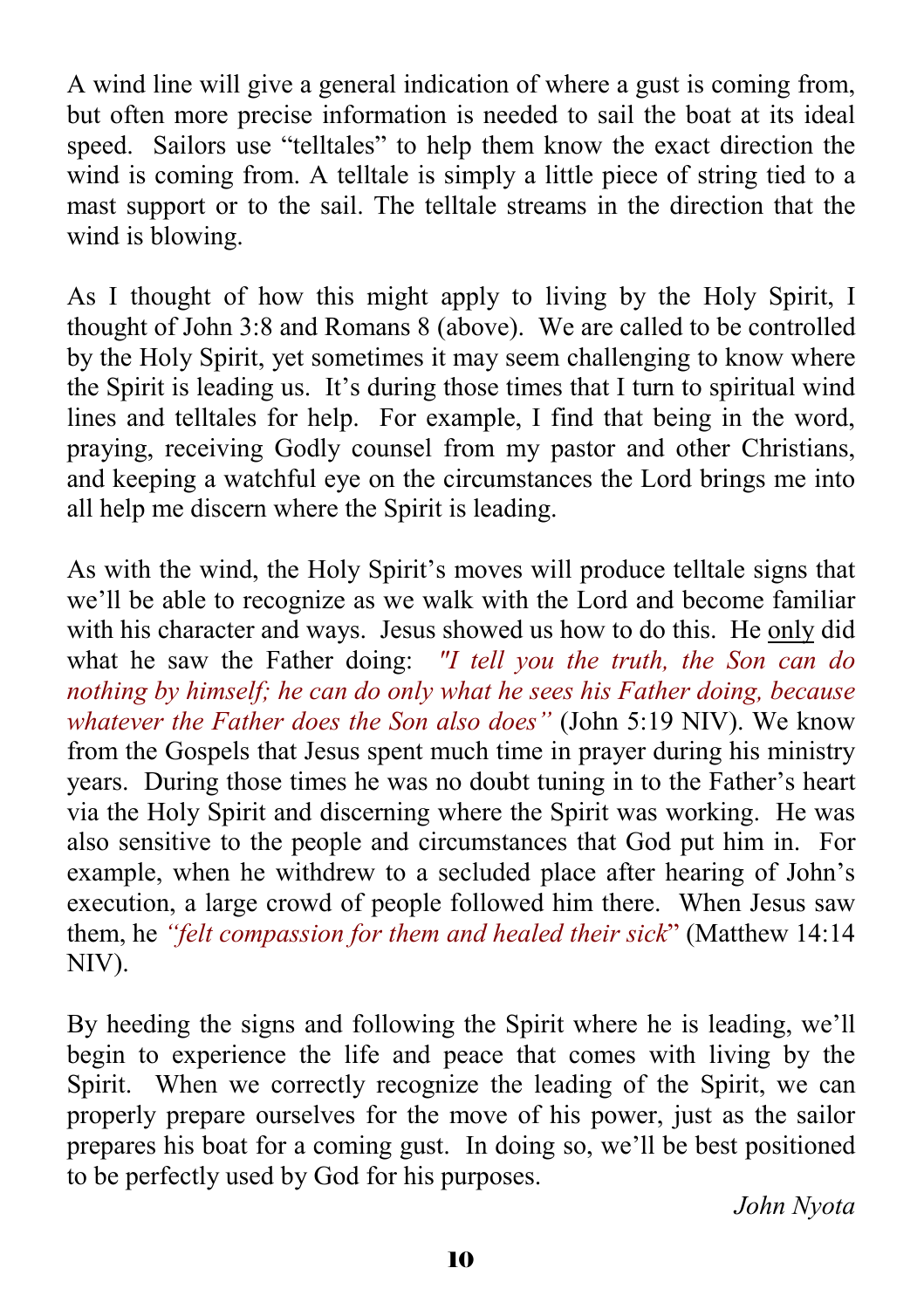A wind line will give a general indication of where a gust is coming from, but often more precise information is needed to sail the boat at its ideal speed. Sailors use "telltales" to help them know the exact direction the wind is coming from. A telltale is simply a little piece of string tied to a mast support or to the sail. The telltale streams in the direction that the wind is blowing.

As I thought of how this might apply to living by the Holy Spirit, I thought of John 3:8 and Romans 8 (above). We are called to be controlled by the Holy Spirit, yet sometimes it may seem challenging to know where the Spirit is leading us. It's during those times that I turn to spiritual wind lines and telltales for help. For example, I find that being in the word, praying, receiving Godly counsel from my pastor and other Christians, and keeping a watchful eye on the circumstances the Lord brings me into all help me discern where the Spirit is leading.

As with the wind, the Holy Spirit's moves will produce telltale signs that we'll be able to recognize as we walk with the Lord and become familiar with his character and ways. Jesus showed us how to do this. He <u>only</u> did what he saw the Father doing: *"I tell you the truth, the Son can do nothing by himself; he can do only what he sees his Father doing, because whatever the Father does the Son also does"* (John 5:19 NIV). We know from the Gospels that Jesus spent much time in prayer during his ministry years. During those times he was no doubt tuning in to the Father's heart via the Holy Spirit and discerning where the Spirit was working. He was also sensitive to the people and circumstances that God put him in. For example, when he withdrew to a secluded place after hearing of John's execution, a large crowd of people followed him there. When Jesus saw them, he *"felt compassion for them and healed their sick"* (Matthew 14:14 NIV).

By heeding the signs and following the Spirit where he is leading, we'll begin to experience the life and peace that comes with living by the Spirit. When we correctly recognize the leading of the Spirit, we can properly prepare ourselves for the move of his power, just as the sailor prepares his boat for a coming gust. In doing so, we'll be best positioned to be perfectly used by God for his purposes.

*John Nyota*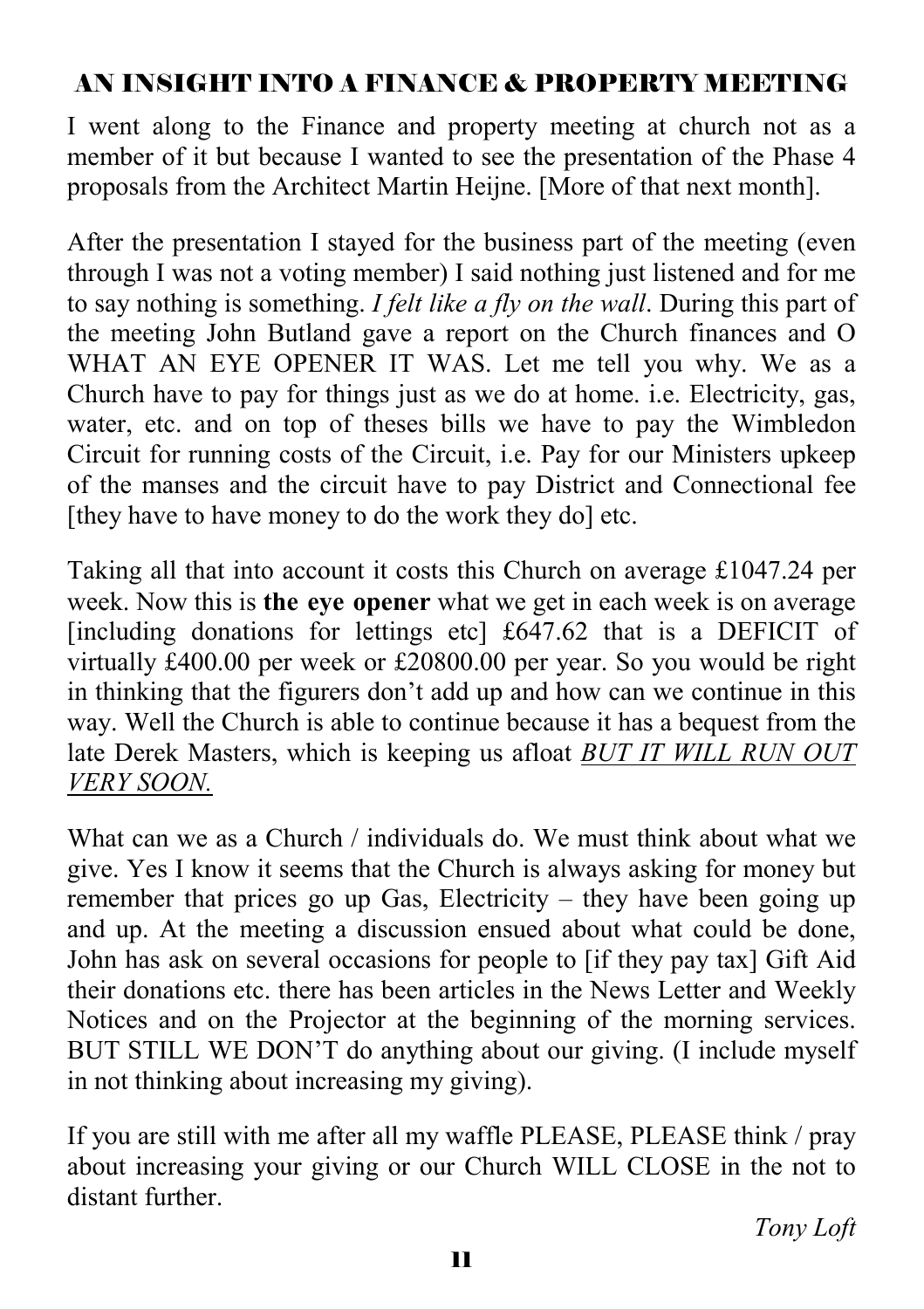## AN INSIGHT INTO A FINANCE & PROPERTY MEETING

I went along to the Finance and property meeting at church not as a member of it but because I wanted to see the presentation of the Phase 4 proposals from the Architect Martin Heijne. [More of that next month].

After the presentation I stayed for the business part of the meeting (even through I was not a voting member) I said nothing just listened and for me to say nothing is something. *I felt like a fly on the wall*. During this part of the meeting John Butland gave a report on the Church finances and O WHAT AN EYE OPENER IT WAS. Let me tell you why. We as a Church have to pay for things just as we do at home. i.e. Electricity, gas, water, etc. and on top of theses bills we have to pay the Wimbledon Circuit for running costs of the Circuit, i.e. Pay for our Ministers upkeep of the manses and the circuit have to pay District and Connectional fee [they have to have money to do the work they do] etc.

Taking all that into account it costs this Church on average £1047.24 per week. Now this is **the eye opener** what we get in each week is on average [including donations for lettings etc] £647.62 that is a DEFICIT of virtually £400.00 per week or £20800.00 per year. So you would be right in thinking that the figurers don't add up and how can we continue in this way. Well the Church is able to continue because it has a bequest from the late Derek Masters, which is keeping us afloat ***<u>BUT IT WILL RUN OUT VERY SOON.</u>***

What can we as a Church / individuals do. We must think about what we give. Yes I know it seems that the Church is always asking for money but remember that prices go up Gas, Electricity – they have been going up and up. At the meeting a discussion ensued about what could be done, John has ask on several occasions for people to [if they pay tax] Gift Aid their donations etc. there has been articles in the News Letter and Weekly Notices and on the Projector at the beginning of the morning services. BUT STILL WE DON'T do anything about our giving. (I include myself in not thinking about increasing my giving).

If you are still with me after all my waffle PLEASE, PLEASE think / pray about increasing your giving or our Church WILL CLOSE in the not to distant further.

*Tony Loft*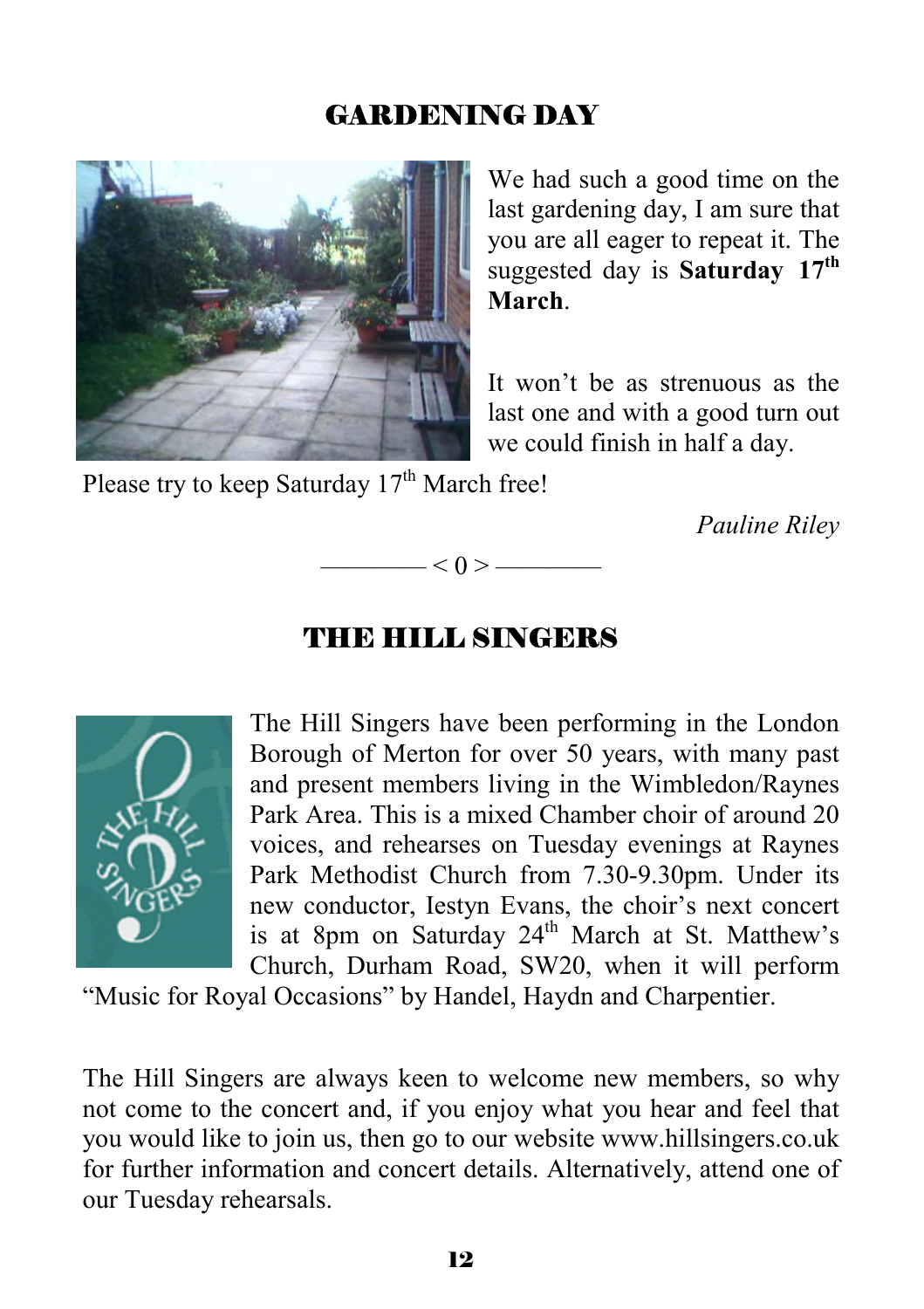## GARDENING DAY

We had such a good time on the last gardening day, I am sure that you are all eager to repeat it. The suggested day is **Saturday 17th March**.

It won't be as strenuous as the last one and with a good turn out we could finish in half a day.

Please try to keep Saturday 17th March free!

*Pauline Riley*

———— < 0 > ————

## THE HILL SINGERS

The Hill Singers have been performing in the London Borough of Merton for over 50 years, with many past and present members living in the Wimbledon/Raynes Park Area. This is a mixed Chamber choir of around 20 voices, and rehearses on Tuesday evenings at Raynes Park Methodist Church from 7.30-9.30pm. Under its new conductor, Iestyn Evans, the choir's next concert is at 8pm on Saturday 24th March at St. Matthew's Church, Durham Road, SW20, when it will perform "Music for Royal Occasions" by Handel, Haydn and Charpentier.

The Hill Singers are always keen to welcome new members, so why not come to the concert and, if you enjoy what you hear and feel that you would like to join us, then go to our website www.hillsingers.co.uk for further information and concert details. Alternatively, attend one of our Tuesday rehearsals.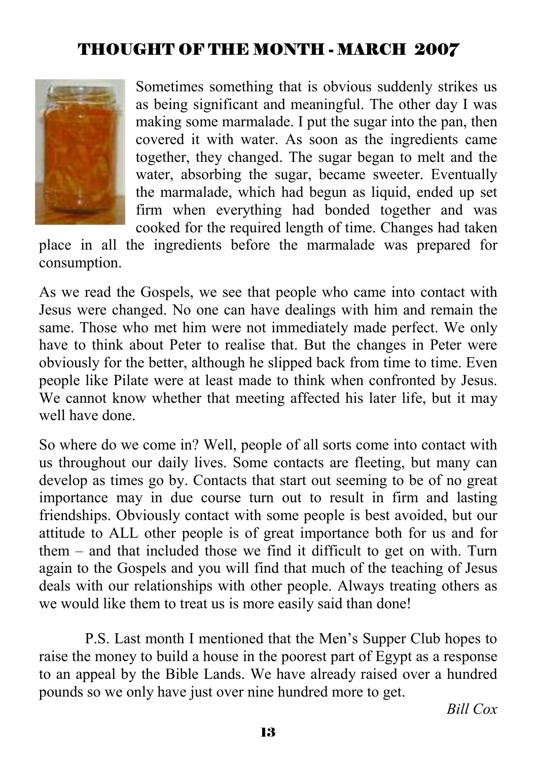# THOUGHT OF THE MONTH - MARCH 2007

Sometimes something that is obvious suddenly strikes us as being significant and meaningful. The other day I was making some marmalade. I put the sugar into the pan, then covered it with water. As soon as the ingredients came together, they changed. The sugar began to melt and the water, absorbing the sugar, became sweeter. Eventually the marmalade, which had begun as liquid, ended up set firm when everything had bonded together and was cooked for the required length of time. Changes had taken place in all the ingredients before the marmalade was prepared for consumption.

As we read the Gospels, we see that people who came into contact with Jesus were changed. No one can have dealings with him and remain the same. Those who met him were not immediately made perfect. We only have to think about Peter to realise that. But the changes in Peter were obviously for the better, although he slipped back from time to time. Even people like Pilate were at least made to think when confronted by Jesus. We cannot know whether that meeting affected his later life, but it may well have done.

So where do we come in? Well, people of all sorts come into contact with us throughout our daily lives. Some contacts are fleeting, but many can develop as times go by. Contacts that start out seeming to be of no great importance may in due course turn out to result in firm and lasting friendships. Obviously contact with some people is best avoided, but our attitude to ALL other people is of great importance both for us and for them – and that included those we find it difficult to get on with. Turn again to the Gospels and you will find that much of the teaching of Jesus deals with our relationships with other people. Always treating others as we would like them to treat us is more easily said than done!

P.S. Last month I mentioned that the Men's Supper Club hopes to raise the money to build a house in the poorest part of Egypt as a response to an appeal by the Bible Lands. We have already raised over a hundred pounds so we only have just over nine hundred more to get.

*Bill Cox*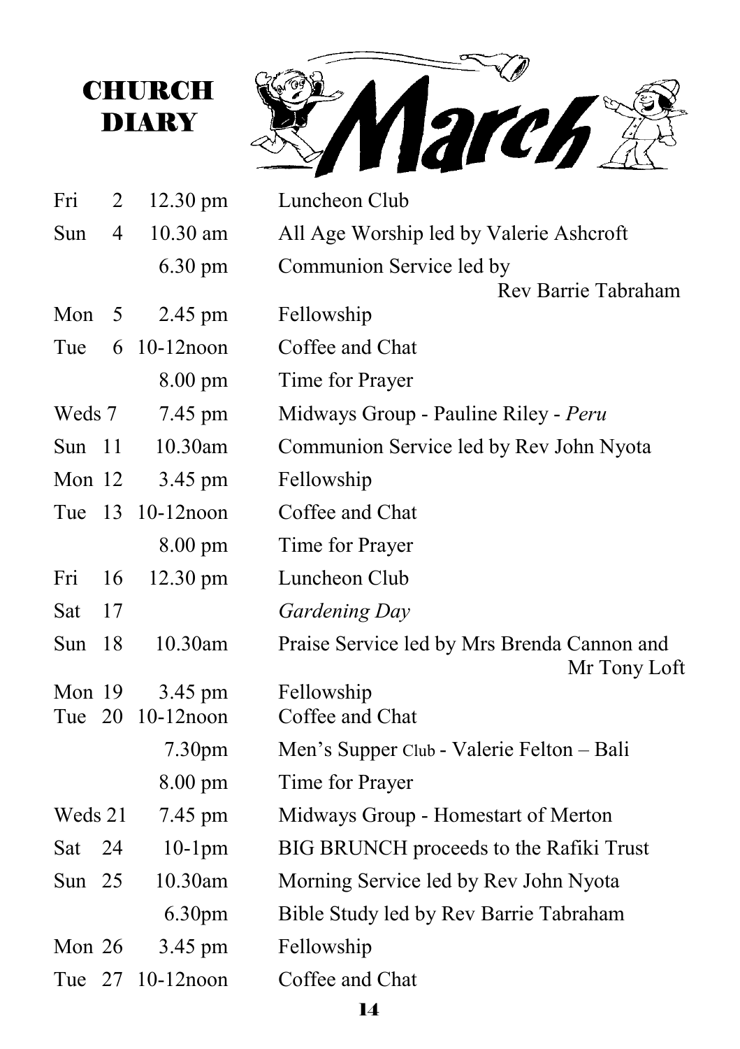# CHURCH DIARY

## March

| | | | |
|---|---|---|---|
| Fri | 2 | 12.30 pm | Luncheon Club |
| Sun | 4 | 10.30 am | All Age Worship led by Valerie Ashcroft |
| | | 6.30 pm | Communion Service led by Rev Barrie Tabraham |
| Mon | 5 | 2.45 pm | Fellowship |
| Tue | 6 | 10-12noon | Coffee and Chat |
| | | 8.00 pm | Time for Prayer |
| Weds | 7 | 7.45 pm | Midways Group - Pauline Riley - *Peru* |
| Sun | 11 | 10.30am | Communion Service led by Rev John Nyota |
| Mon | 12 | 3.45 pm | Fellowship |
| Tue | 13 | 10-12noon | Coffee and Chat |
| | | 8.00 pm | Time for Prayer |
| Fri | 16 | 12.30 pm | Luncheon Club |
| Sat | 17 | | *Gardening Day* |
| Sun | 18 | 10.30am | Praise Service led by Mrs Brenda Cannon and Mr Tony Loft |
| Mon | 19 | 3.45 pm | Fellowship |
| Tue | 20 | 10-12noon | Coffee and Chat |
| | | 7.30pm | Men's Supper Club - Valerie Felton – Bali |
| | | 8.00 pm | Time for Prayer |
| Weds | 21 | 7.45 pm | Midways Group - Homestart of Merton |
| Sat | 24 | 10-1pm | BIG BRUNCH proceeds to the Rafiki Trust |
| Sun | 25 | 10.30am | Morning Service led by Rev John Nyota |
| | | 6.30pm | Bible Study led by Rev Barrie Tabraham |
| Mon | 26 | 3.45 pm | Fellowship |
| Tue | 27 | 10-12noon | Coffee and Chat |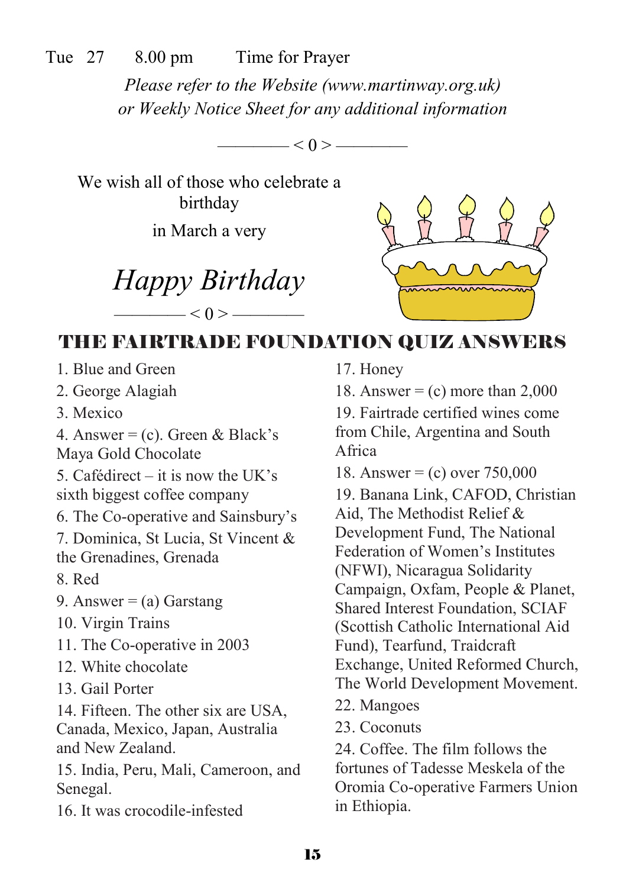Tue 27 8.00 pm Time for Prayer

*Please refer to the Website (www.martinway.org.uk) or Weekly Notice Sheet for any additional information*

———— < 0 > ————

We wish all of those who celebrate a birthday

in March a very

*Happy Birthday*

———— < 0 > ————

## THE FAIRTRADE FOUNDATION QUIZ ANSWERS

1. Blue and Green
2. George Alagiah
3. Mexico
4. Answer = (c). Green & Black's Maya Gold Chocolate
5. Cafédirect – it is now the UK's sixth biggest coffee company
6. The Co-operative and Sainsbury's
7. Dominica, St Lucia, St Vincent & the Grenadines, Grenada
8. Red
9. Answer = (a) Garstang
10. Virgin Trains
11. The Co-operative in 2003
12. White chocolate
13. Gail Porter
14. Fifteen. The other six are USA, Canada, Mexico, Japan, Australia and New Zealand.
15. India, Peru, Mali, Cameroon, and Senegal.
16. It was crocodile-infested
17. Honey
18. Answer = (c) more than 2,000
19. Fairtrade certified wines come from Chile, Argentina and South Africa
18. Answer = (c) over 750,000
19. Banana Link, CAFOD, Christian Aid, The Methodist Relief & Development Fund, The National Federation of Women's Institutes (NFWI), Nicaragua Solidarity Campaign, Oxfam, People & Planet, Shared Interest Foundation, SCIAF (Scottish Catholic International Aid Fund), Tearfund, Traidcraft Exchange, United Reformed Church, The World Development Movement.
22. Mangoes
23. Coconuts
24. Coffee. The film follows the fortunes of Tadesse Meskela of the Oromia Co-operative Farmers Union in Ethiopia.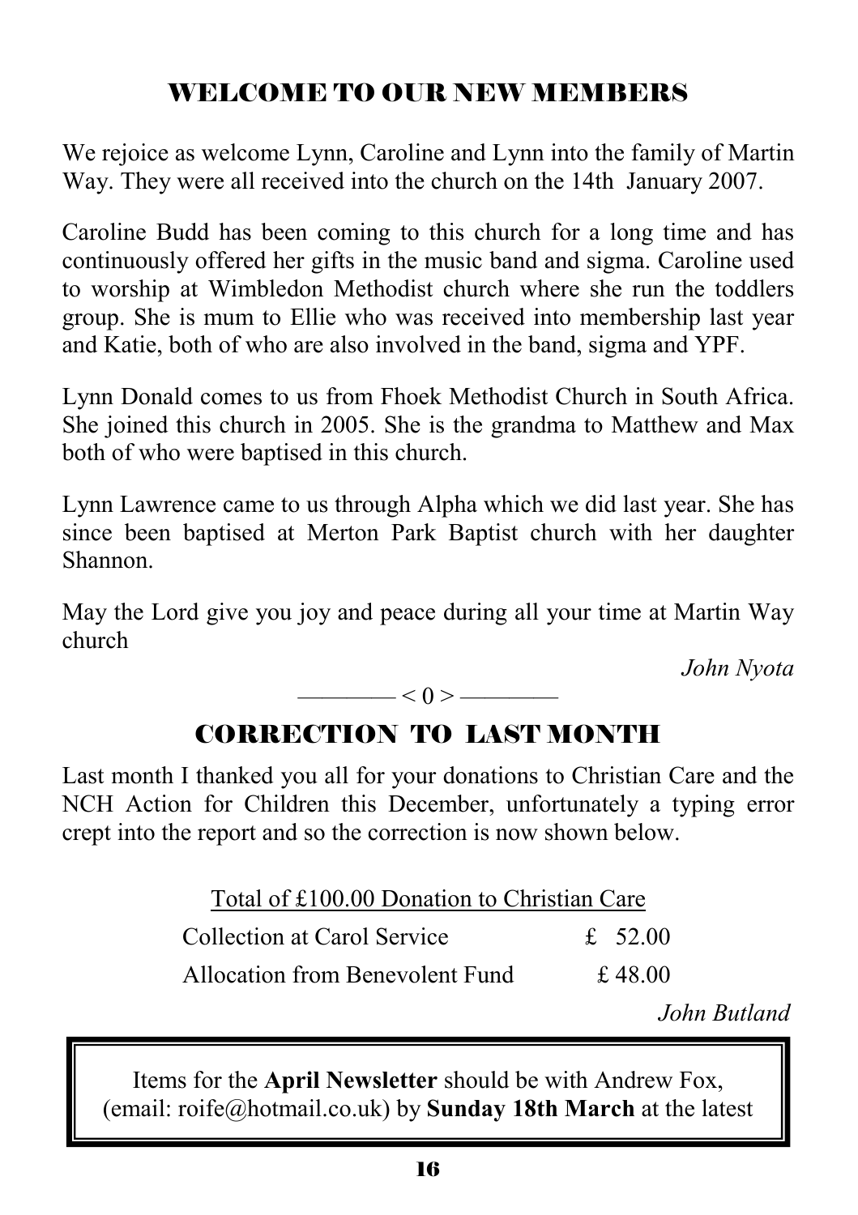## WELCOME TO OUR NEW MEMBERS

We rejoice as welcome Lynn, Caroline and Lynn into the family of Martin Way. They were all received into the church on the 14th January 2007.

Caroline Budd has been coming to this church for a long time and has continuously offered her gifts in the music band and sigma. Caroline used to worship at Wimbledon Methodist church where she run the toddlers group. She is mum to Ellie who was received into membership last year and Katie, both of who are also involved in the band, sigma and YPF.

Lynn Donald comes to us from Fhoek Methodist Church in South Africa. She joined this church in 2005. She is the grandma to Matthew and Max both of who were baptised in this church.

Lynn Lawrence came to us through Alpha which we did last year. She has since been baptised at Merton Park Baptist church with her daughter Shannon.

May the Lord give you joy and peace during all your time at Martin Way church

*John Nyota*

———— < 0 > ————

## CORRECTION TO LAST MONTH

Last month I thanked you all for your donations to Christian Care and the NCH Action for Children this December, unfortunately a typing error crept into the report and so the correction is now shown below.

Total of £100.00 Donation to Christian Care

| | |
|---|---|
| Collection at Carol Service | £ 52.00 |
| Allocation from Benevolent Fund | £ 48.00 |

*John Butland*

Items for the **April Newsletter** should be with Andrew Fox, (email: roife@hotmail.co.uk) by **Sunday 18th March** at the latest